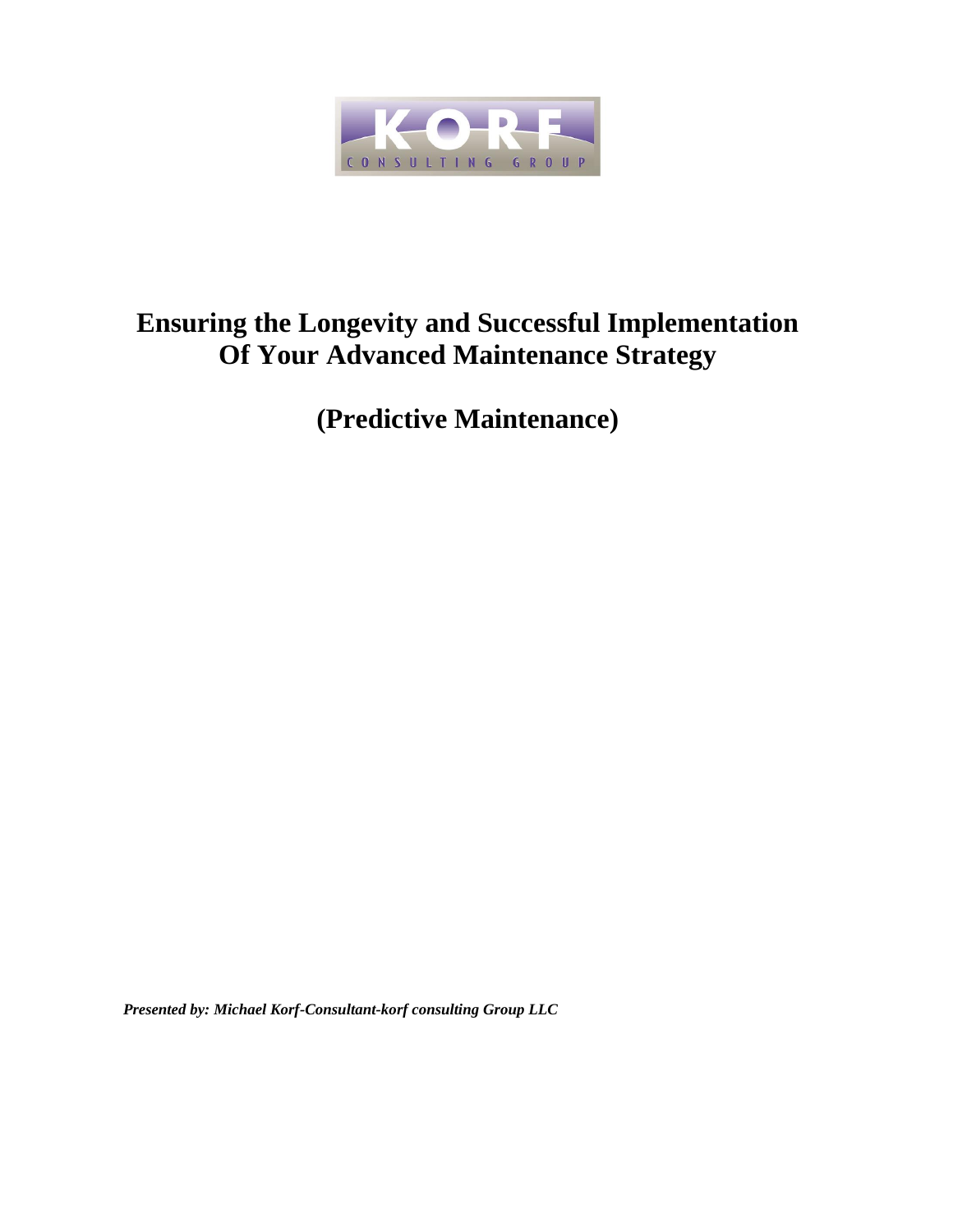KORF

CONSULTING GROUP

# Ensuring the Longevity and Successful Implementation Of Your Advanced Maintenance Strategy

# (Predictive Maintenance)

***Presented by: Michael Korf-Consultant-korf consulting Group LLC***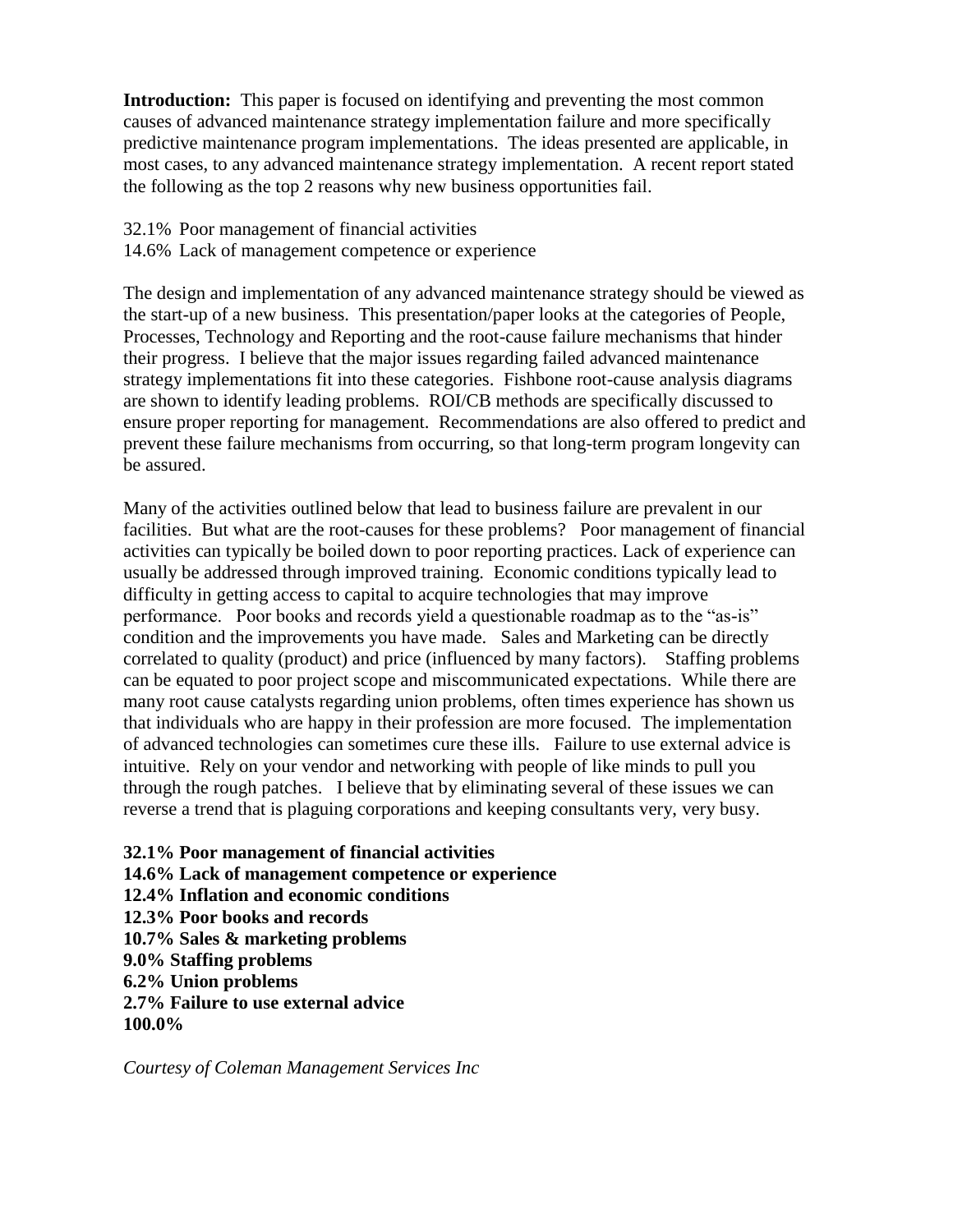**Introduction:** This paper is focused on identifying and preventing the most common causes of advanced maintenance strategy implementation failure and more specifically predictive maintenance program implementations. The ideas presented are applicable, in most cases, to any advanced maintenance strategy implementation. A recent report stated the following as the top 2 reasons why new business opportunities fail.

32.1% Poor management of financial activities
14.6% Lack of management competence or experience

The design and implementation of any advanced maintenance strategy should be viewed as the start-up of a new business. This presentation/paper looks at the categories of People, Processes, Technology and Reporting and the root-cause failure mechanisms that hinder their progress. I believe that the major issues regarding failed advanced maintenance strategy implementations fit into these categories. Fishbone root-cause analysis diagrams are shown to identify leading problems. ROI/CB methods are specifically discussed to ensure proper reporting for management. Recommendations are also offered to predict and prevent these failure mechanisms from occurring, so that long-term program longevity can be assured.

Many of the activities outlined below that lead to business failure are prevalent in our facilities. But what are the root-causes for these problems? Poor management of financial activities can typically be boiled down to poor reporting practices. Lack of experience can usually be addressed through improved training. Economic conditions typically lead to difficulty in getting access to capital to acquire technologies that may improve performance. Poor books and records yield a questionable roadmap as to the "as-is" condition and the improvements you have made. Sales and Marketing can be directly correlated to quality (product) and price (influenced by many factors). Staffing problems can be equated to poor project scope and miscommunicated expectations. While there are many root cause catalysts regarding union problems, often times experience has shown us that individuals who are happy in their profession are more focused. The implementation of advanced technologies can sometimes cure these ills. Failure to use external advice is intuitive. Rely on your vendor and networking with people of like minds to pull you through the rough patches. I believe that by eliminating several of these issues we can reverse a trend that is plaguing corporations and keeping consultants very, very busy.

**32.1% Poor management of financial activities**
**14.6% Lack of management competence or experience**
**12.4% Inflation and economic conditions**
**12.3% Poor books and records**
**10.7% Sales & marketing problems**
**9.0% Staffing problems**
**6.2% Union problems**
**2.7% Failure to use external advice**
**100.0%**

*Courtesy of Coleman Management Services Inc*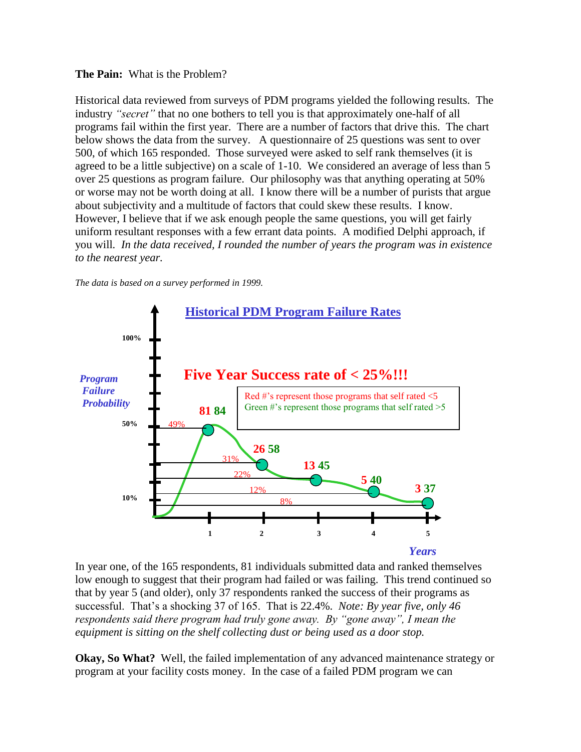**The Pain:** What is the Problem?

Historical data reviewed from surveys of PDM programs yielded the following results. The industry *"secret"* that no one bothers to tell you is that approximately one-half of all programs fail within the first year. There are a number of factors that drive this. The chart below shows the data from the survey. A questionnaire of 25 questions was sent to over 500, of which 165 responded. Those surveyed were asked to self rank themselves (it is agreed to be a little subjective) on a scale of 1-10. We considered an average of less than 5 over 25 questions as program failure. Our philosophy was that anything operating at 50% or worse may not be worth doing at all. I know there will be a number of purists that argue about subjectivity and a multitude of factors that could skew these results. I know. However, I believe that if we ask enough people the same questions, you will get fairly uniform resultant responses with a few errant data points. A modified Delphi approach, if you will. *In the data received, I rounded the number of years the program was in existence to the nearest year*.

*The data is based on a survey performed in 1999.*

**Historical PDM Program Failure Rates**

**Five Year Success rate of < 25%!!!**

Red #'s represent those programs that self rated <5
Green #'s represent those programs that self rated >5

| Years | Program Failure Probability | Red | Green |
|---|---|---|---|
| 1 | 49% | 81 | 84 |
| 2 | 31% | 26 | 58 |
| 3 | 22% | 13 | 45 |
| 4 | 12% | 5 | 40 |
| 5 | 8% | 3 | 37 |

In year one, of the 165 respondents, 81 individuals submitted data and ranked themselves low enough to suggest that their program had failed or was failing. This trend continued so that by year 5 (and older), only 37 respondents ranked the success of their programs as successful. That's a shocking 37 of 165. That is 22.4%. *Note: By year five, only 46 respondents said there program had truly gone away. By "gone away", I mean the equipment is sitting on the shelf collecting dust or being used as a door stop.*

**Okay, So What?** Well, the failed implementation of any advanced maintenance strategy or program at your facility costs money. In the case of a failed PDM program we can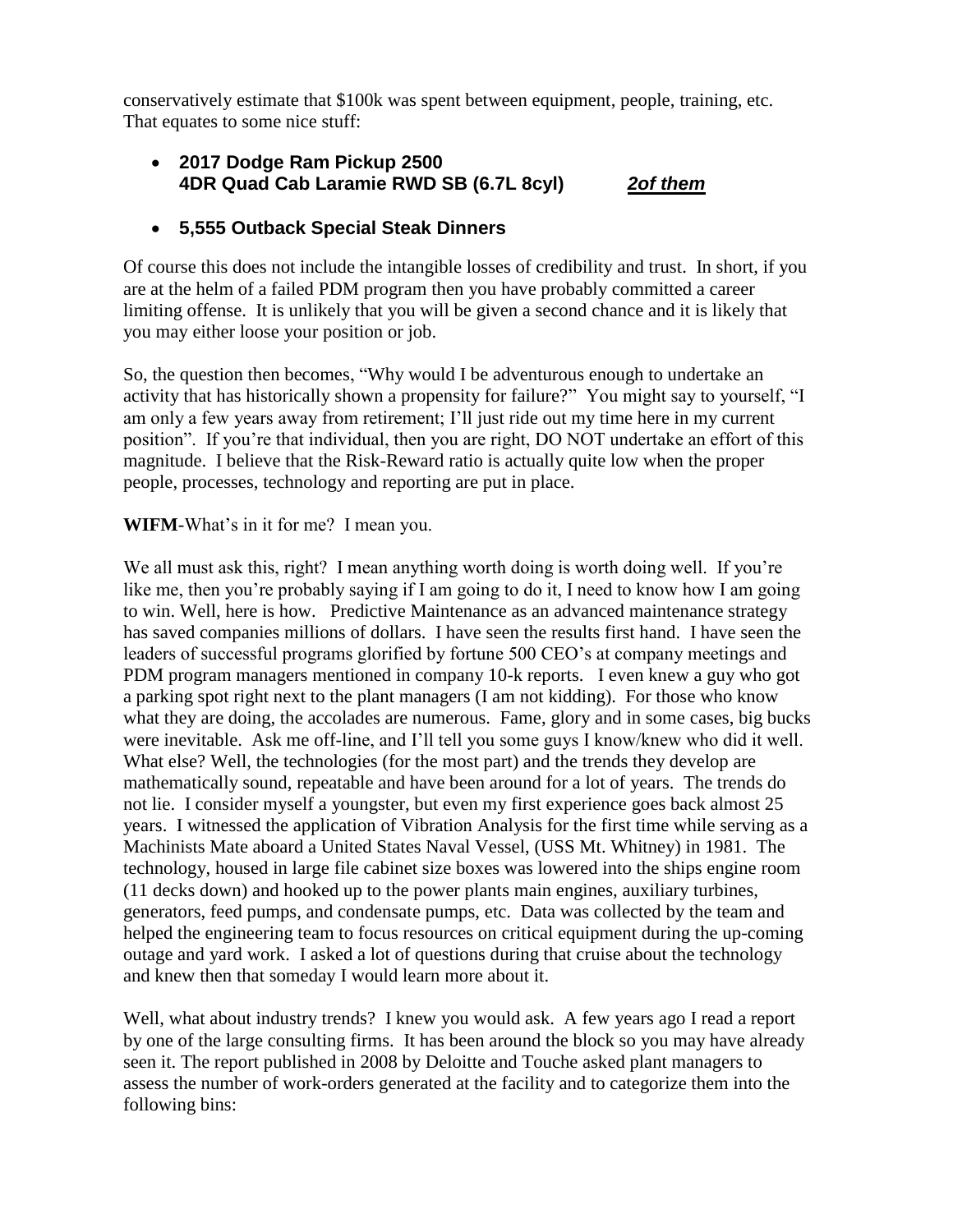conservatively estimate that $100k was spent between equipment, people, training, etc. That equates to some nice stuff:

- **2017 Dodge Ram Pickup 2500 4DR Quad Cab Laramie RWD SB (6.7L 8cyl)** ***2of them***

- **5,555 Outback Special Steak Dinners**

Of course this does not include the intangible losses of credibility and trust. In short, if you are at the helm of a failed PDM program then you have probably committed a career limiting offense. It is unlikely that you will be given a second chance and it is likely that you may either loose your position or job.

So, the question then becomes, "Why would I be adventurous enough to undertake an activity that has historically shown a propensity for failure?" You might say to yourself, "I am only a few years away from retirement; I'll just ride out my time here in my current position". If you're that individual, then you are right, DO NOT undertake an effort of this magnitude. I believe that the Risk-Reward ratio is actually quite low when the proper people, processes, technology and reporting are put in place.

**WIFM**-What's in it for me? I mean you.

We all must ask this, right? I mean anything worth doing is worth doing well. If you're like me, then you're probably saying if I am going to do it, I need to know how I am going to win. Well, here is how. Predictive Maintenance as an advanced maintenance strategy has saved companies millions of dollars. I have seen the results first hand. I have seen the leaders of successful programs glorified by fortune 500 CEO's at company meetings and PDM program managers mentioned in company 10-k reports. I even knew a guy who got a parking spot right next to the plant managers (I am not kidding). For those who know what they are doing, the accolades are numerous. Fame, glory and in some cases, big bucks were inevitable. Ask me off-line, and I'll tell you some guys I know/knew who did it well. What else? Well, the technologies (for the most part) and the trends they develop are mathematically sound, repeatable and have been around for a lot of years. The trends do not lie. I consider myself a youngster, but even my first experience goes back almost 25 years. I witnessed the application of Vibration Analysis for the first time while serving as a Machinists Mate aboard a United States Naval Vessel, (USS Mt. Whitney) in 1981. The technology, housed in large file cabinet size boxes was lowered into the ships engine room (11 decks down) and hooked up to the power plants main engines, auxiliary turbines, generators, feed pumps, and condensate pumps, etc. Data was collected by the team and helped the engineering team to focus resources on critical equipment during the up-coming outage and yard work. I asked a lot of questions during that cruise about the technology and knew then that someday I would learn more about it.

Well, what about industry trends? I knew you would ask. A few years ago I read a report by one of the large consulting firms. It has been around the block so you may have already seen it. The report published in 2008 by Deloitte and Touche asked plant managers to assess the number of work-orders generated at the facility and to categorize them into the following bins: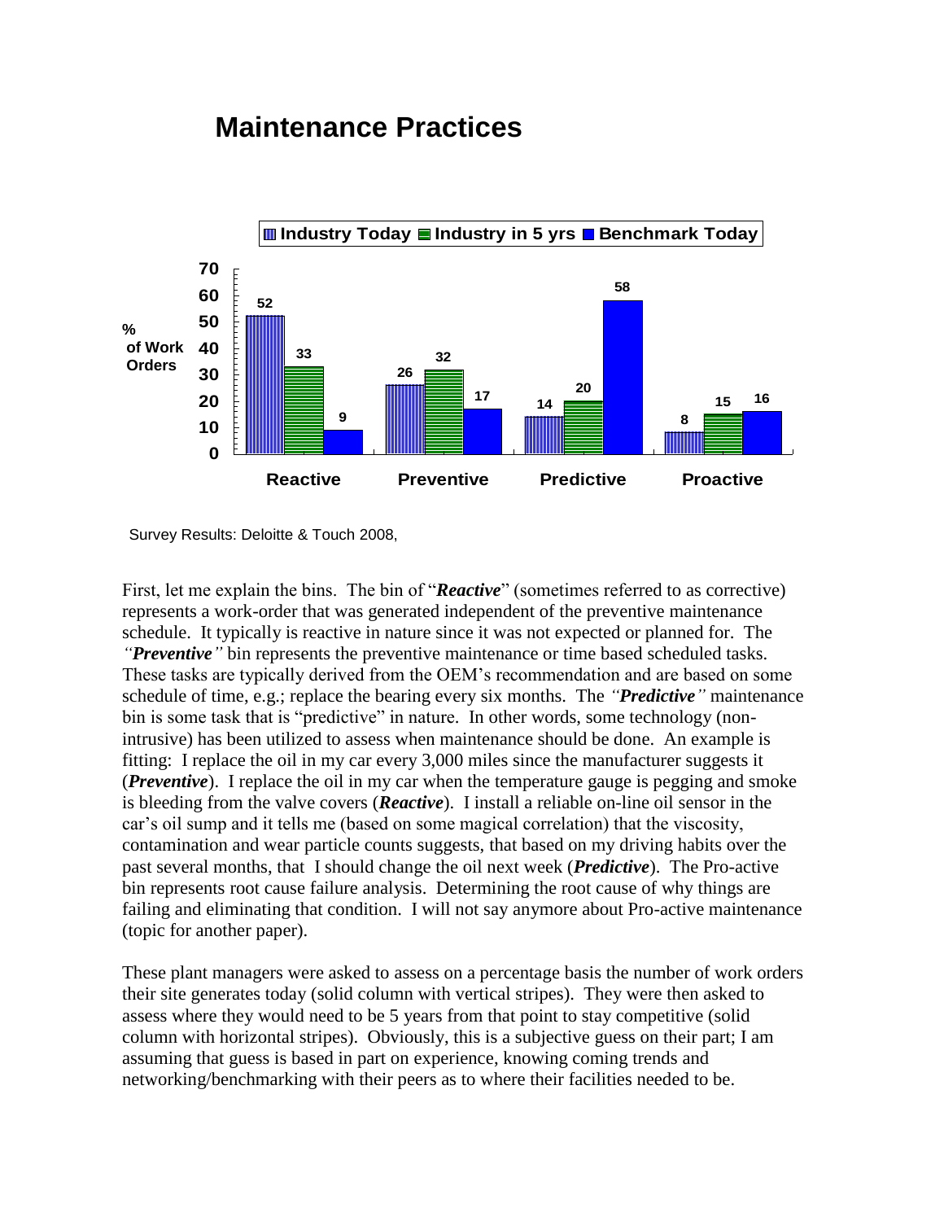## Maintenance Practices

| % of Work Orders | Industry Today | Industry in 5 yrs | Benchmark Today |
|---|---|---|---|
| Reactive | 52 | 33 | 9 |
| Preventive | 26 | 32 | 17 |
| Predictive | 14 | 20 | 58 |
| Proactive | 8 | 15 | 16 |

Survey Results: Deloitte & Touch 2008,

First, let me explain the bins. The bin of "***Reactive***" (sometimes referred to as corrective) represents a work-order that was generated independent of the preventive maintenance schedule. It typically is reactive in nature since it was not expected or planned for. The *"**Preventive**"* bin represents the preventive maintenance or time based scheduled tasks. These tasks are typically derived from the OEM's recommendation and are based on some schedule of time, e.g.; replace the bearing every six months. The *"**Predictive**"* maintenance bin is some task that is "predictive" in nature. In other words, some technology (non-intrusive) has been utilized to assess when maintenance should be done. An example is fitting: I replace the oil in my car every 3,000 miles since the manufacturer suggests it (***Preventive***). I replace the oil in my car when the temperature gauge is pegging and smoke is bleeding from the valve covers (***Reactive***). I install a reliable on-line oil sensor in the car's oil sump and it tells me (based on some magical correlation) that the viscosity, contamination and wear particle counts suggests, that based on my driving habits over the past several months, that I should change the oil next week (***Predictive***). The Pro-active bin represents root cause failure analysis. Determining the root cause of why things are failing and eliminating that condition. I will not say anymore about Pro-active maintenance (topic for another paper).

These plant managers were asked to assess on a percentage basis the number of work orders their site generates today (solid column with vertical stripes). They were then asked to assess where they would need to be 5 years from that point to stay competitive (solid column with horizontal stripes). Obviously, this is a subjective guess on their part; I am assuming that guess is based in part on experience, knowing coming trends and networking/benchmarking with their peers as to where their facilities needed to be.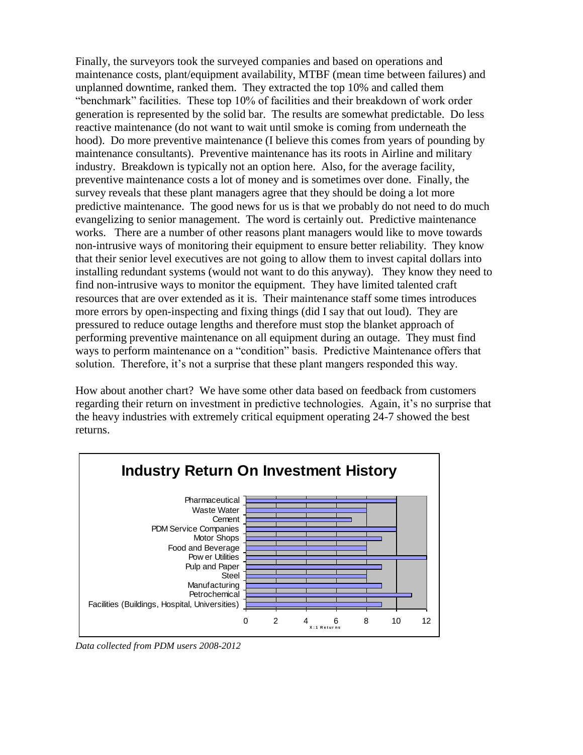Finally, the surveyors took the surveyed companies and based on operations and maintenance costs, plant/equipment availability, MTBF (mean time between failures) and unplanned downtime, ranked them. They extracted the top 10% and called them "benchmark" facilities. These top 10% of facilities and their breakdown of work order generation is represented by the solid bar. The results are somewhat predictable. Do less reactive maintenance (do not want to wait until smoke is coming from underneath the hood). Do more preventive maintenance (I believe this comes from years of pounding by maintenance consultants). Preventive maintenance has its roots in Airline and military industry. Breakdown is typically not an option here. Also, for the average facility, preventive maintenance costs a lot of money and is sometimes over done. Finally, the survey reveals that these plant managers agree that they should be doing a lot more predictive maintenance. The good news for us is that we probably do not need to do much evangelizing to senior management. The word is certainly out. Predictive maintenance works. There are a number of other reasons plant managers would like to move towards non-intrusive ways of monitoring their equipment to ensure better reliability. They know that their senior level executives are not going to allow them to invest capital dollars into installing redundant systems (would not want to do this anyway). They know they need to find non-intrusive ways to monitor the equipment. They have limited talented craft resources that are over extended as it is. Their maintenance staff some times introduces more errors by open-inspecting and fixing things (did I say that out loud). They are pressured to reduce outage lengths and therefore must stop the blanket approach of performing preventive maintenance on all equipment during an outage. They must find ways to perform maintenance on a "condition" basis. Predictive Maintenance offers that solution. Therefore, it's not a surprise that these plant mangers responded this way.

How about another chart? We have some other data based on feedback from customers regarding their return on investment in predictive technologies. Again, it's no surprise that the heavy industries with extremely critical equipment operating 24-7 showed the best returns.

**Industry Return On Investment History**

| Industry | X:1 Returns |
|---|---|
| Pharmaceutical | 10 |
| Waste Water | 8 |
| Cement | 7 |
| PDM Service Companies | 10 |
| Motor Shops | 9 |
| Food and Beverage | 8 |
| Power Utilities | 12 |
| Pulp and Paper | 9 |
| Steel | 8 |
| Manufacturing | 9 |
| Petrochemical | 11 |
| Facilities (Buildings, Hospital, Universities) | 9 |

*Data collected from PDM users 2008-2012*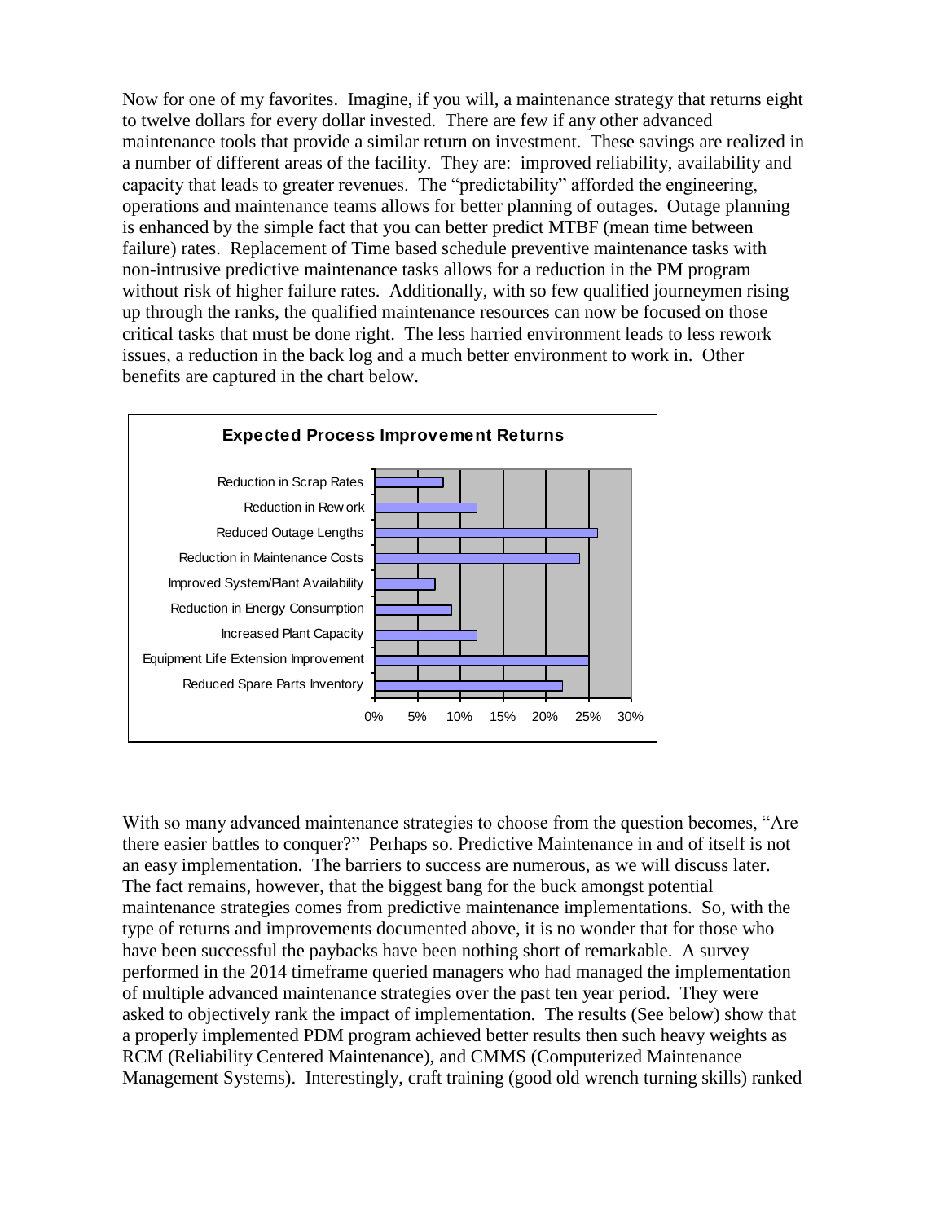Now for one of my favorites. Imagine, if you will, a maintenance strategy that returns eight to twelve dollars for every dollar invested. There are few if any other advanced maintenance tools that provide a similar return on investment. These savings are realized in a number of different areas of the facility. They are: improved reliability, availability and capacity that leads to greater revenues. The "predictability" afforded the engineering, operations and maintenance teams allows for better planning of outages. Outage planning is enhanced by the simple fact that you can better predict MTBF (mean time between failure) rates. Replacement of Time based schedule preventive maintenance tasks with non-intrusive predictive maintenance tasks allows for a reduction in the PM program without risk of higher failure rates. Additionally, with so few qualified journeymen rising up through the ranks, the qualified maintenance resources can now be focused on those critical tasks that must be done right. The less harried environment leads to less rework issues, a reduction in the back log and a much better environment to work in. Other benefits are captured in the chart below.

**Expected Process Improvement Returns**

- Reduction in Scrap Rates
- Reduction in Rework
- Reduced Outage Lengths
- Reduction in Maintenance Costs
- Improved System/Plant Availability
- Reduction in Energy Consumption
- Increased Plant Capacity
- Equipment Life Extension Improvement
- Reduced Spare Parts Inventory

0% 5% 10% 15% 20% 25% 30%

With so many advanced maintenance strategies to choose from the question becomes, "Are there easier battles to conquer?" Perhaps so. Predictive Maintenance in and of itself is not an easy implementation. The barriers to success are numerous, as we will discuss later. The fact remains, however, that the biggest bang for the buck amongst potential maintenance strategies comes from predictive maintenance implementations. So, with the type of returns and improvements documented above, it is no wonder that for those who have been successful the paybacks have been nothing short of remarkable. A survey performed in the 2014 timeframe queried managers who had managed the implementation of multiple advanced maintenance strategies over the past ten year period. They were asked to objectively rank the impact of implementation. The results (See below) show that a properly implemented PDM program achieved better results then such heavy weights as RCM (Reliability Centered Maintenance), and CMMS (Computerized Maintenance Management Systems). Interestingly, craft training (good old wrench turning skills) ranked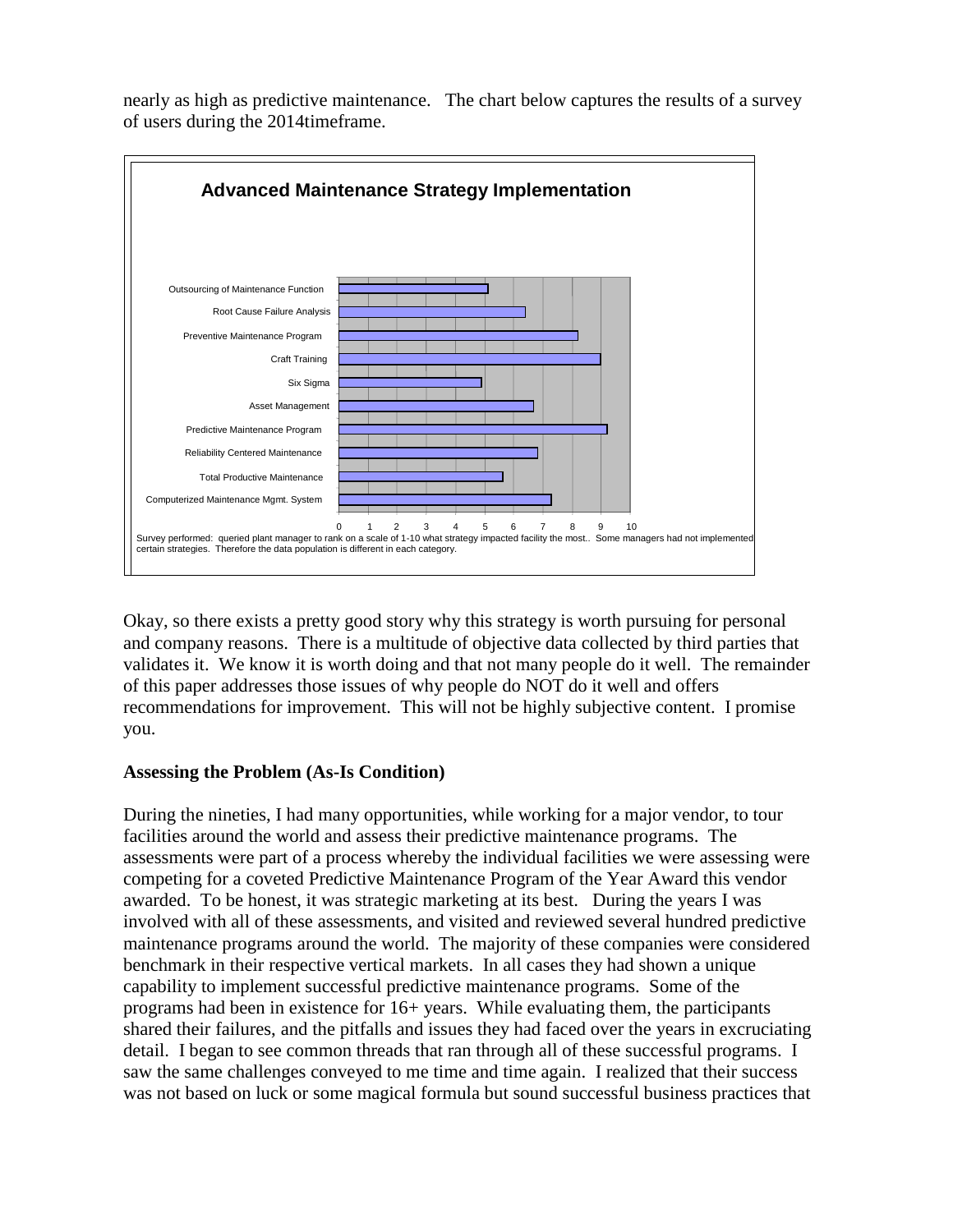nearly as high as predictive maintenance. The chart below captures the results of a survey of users during the 2014timeframe.

**Advanced Maintenance Strategy Implementation**

- Outsourcing of Maintenance Function
- Root Cause Failure Analysis
- Preventive Maintenance Program
- Craft Training
- Six Sigma
- Asset Management
- Predictive Maintenance Program
- Reliability Centered Maintenance
- Total Productive Maintenance
- Computerized Maintenance Mgmt. System

0 1 2 3 4 5 6 7 8 9 10

Survey performed: queried plant manager to rank on a scale of 1-10 what strategy impacted facility the most.. Some managers had not implemented certain strategies. Therefore the data population is different in each category.

Okay, so there exists a pretty good story why this strategy is worth pursuing for personal and company reasons. There is a multitude of objective data collected by third parties that validates it. We know it is worth doing and that not many people do it well. The remainder of this paper addresses those issues of why people do NOT do it well and offers recommendations for improvement. This will not be highly subjective content. I promise you.

### Assessing the Problem (As-Is Condition)

During the nineties, I had many opportunities, while working for a major vendor, to tour facilities around the world and assess their predictive maintenance programs. The assessments were part of a process whereby the individual facilities we were assessing were competing for a coveted Predictive Maintenance Program of the Year Award this vendor awarded. To be honest, it was strategic marketing at its best. During the years I was involved with all of these assessments, and visited and reviewed several hundred predictive maintenance programs around the world. The majority of these companies were considered benchmark in their respective vertical markets. In all cases they had shown a unique capability to implement successful predictive maintenance programs. Some of the programs had been in existence for 16+ years. While evaluating them, the participants shared their failures, and the pitfalls and issues they had faced over the years in excruciating detail. I began to see common threads that ran through all of these successful programs. I saw the same challenges conveyed to me time and time again. I realized that their success was not based on luck or some magical formula but sound successful business practices that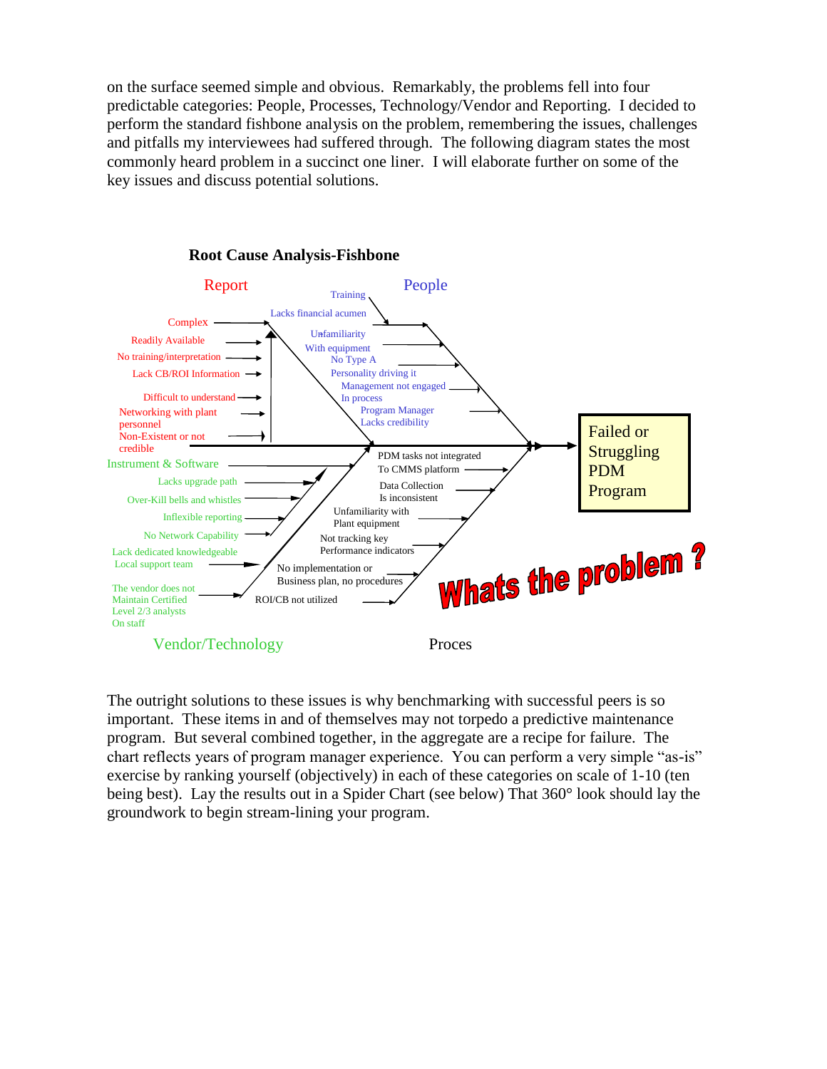on the surface seemed simple and obvious. Remarkably, the problems fell into four predictable categories: People, Processes, Technology/Vendor and Reporting. I decided to perform the standard fishbone analysis on the problem, remembering the issues, challenges and pitfalls my interviewees had suffered through. The following diagram states the most commonly heard problem in a succinct one liner. I will elaborate further on some of the key issues and discuss potential solutions.

**Root Cause Analysis-Fishbone**

Report
- Complex
- Readily Available
- No training/interpretation
- Lack CB/ROI Information
- Difficult to understand
- Networking with plant personnel
- Non-Existent or not credible

People
- Training
- Lacks financial acumen
- Unfamiliarity With equipment
- No Type A Personality driving it
- Management not engaged In process
- Program Manager Lacks credibility

Vendor/Technology
- Instrument & Software
- Lacks upgrade path
- Over-Kill bells and whistles
- Inflexible reporting
- No Network Capability
- Lack dedicated knowledgeable Local support team
- The vendor does not Maintain Certified Level 2/3 analysts On staff

Proces
- PDM tasks not integrated To CMMS platform
- Data Collection Is inconsistent
- Unfamiliarity with Plant equipment
- Not tracking key Performance indicators
- No implementation or Business plan, no procedures
- ROI/CB not utilized

Failed or Struggling PDM Program

Whats the problem ?

The outright solutions to these issues is why benchmarking with successful peers is so important. These items in and of themselves may not torpedo a predictive maintenance program. But several combined together, in the aggregate are a recipe for failure. The chart reflects years of program manager experience. You can perform a very simple "as-is" exercise by ranking yourself (objectively) in each of these categories on scale of 1-10 (ten being best). Lay the results out in a Spider Chart (see below) That 360° look should lay the groundwork to begin stream-lining your program.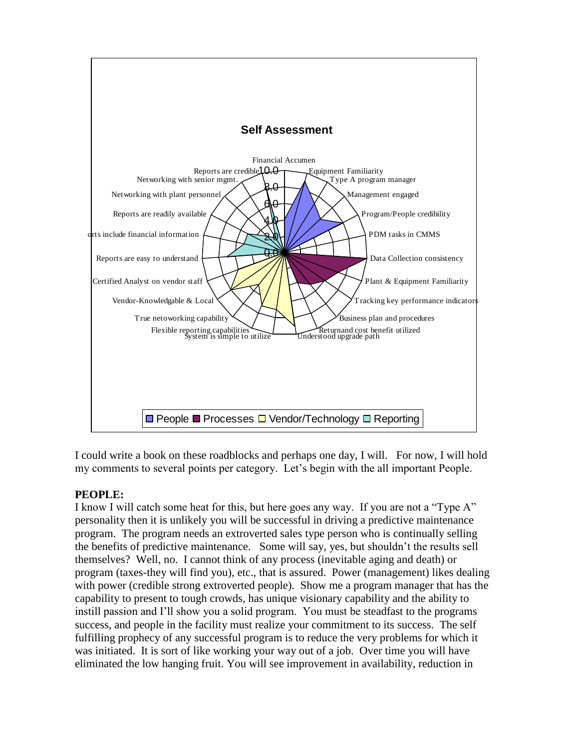**Self Assessment**

Financial Accumen, Equipment Familiarity, Type A program manager, Management engaged, Program/People credibility, PDM tasks in CMMS, Data Collection consistency, Plant & Equipment Familiarity, Tracking key performance indicators, Business plan and procedures, Returnand cost benefit utilized, Understood upgrade path, System is simple to utilize, Flexible reporting capabilities, True netoworking capability, Vendor-Knowledgable & Local, Certified Analyst on vendor staff, Reports are easy to understand, Reports include financial information, Reports are readily available, Networking with plant personnel, Networking with senior mgmt., Reports are credible

People | Processes | Vendor/Technology | Reporting

I could write a book on these roadblocks and perhaps one day, I will. For now, I will hold my comments to several points per category. Let's begin with the all important People.

**PEOPLE:**

I know I will catch some heat for this, but here goes any way. If you are not a "Type A" personality then it is unlikely you will be successful in driving a predictive maintenance program. The program needs an extroverted sales type person who is continually selling the benefits of predictive maintenance. Some will say, yes, but shouldn't the results sell themselves? Well, no. I cannot think of any process (inevitable aging and death) or program (taxes-they will find you), etc., that is assured. Power (management) likes dealing with power (credible strong extroverted people). Show me a program manager that has the capability to present to tough crowds, has unique visionary capability and the ability to instill passion and I'll show you a solid program. You must be steadfast to the programs success, and people in the facility must realize your commitment to its success. The self fulfilling prophecy of any successful program is to reduce the very problems for which it was initiated. It is sort of like working your way out of a job. Over time you will have eliminated the low hanging fruit. You will see improvement in availability, reduction in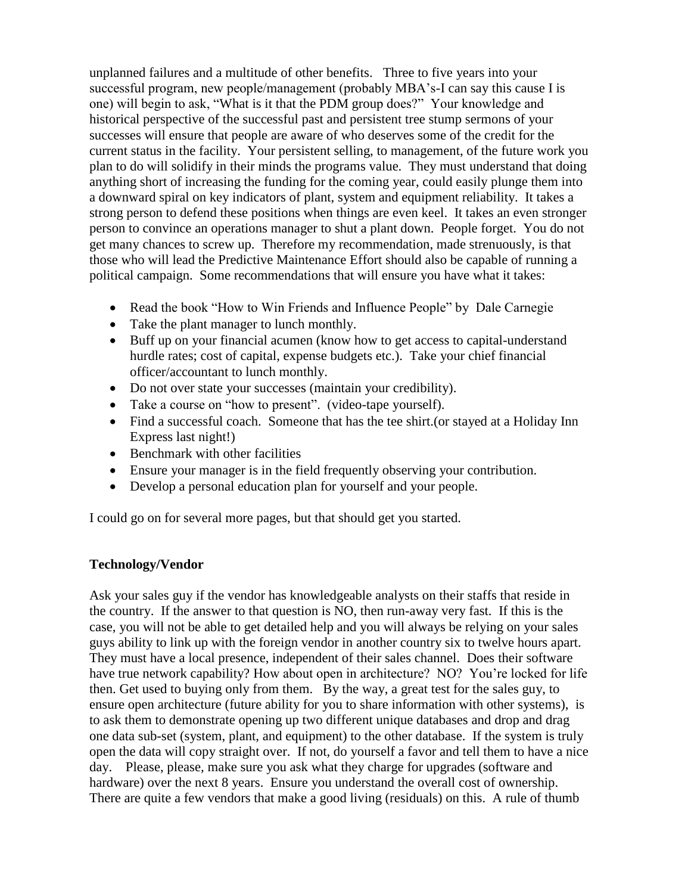unplanned failures and a multitude of other benefits. Three to five years into your successful program, new people/management (probably MBA's-I can say this cause I is one) will begin to ask, "What is it that the PDM group does?" Your knowledge and historical perspective of the successful past and persistent tree stump sermons of your successes will ensure that people are aware of who deserves some of the credit for the current status in the facility. Your persistent selling, to management, of the future work you plan to do will solidify in their minds the programs value. They must understand that doing anything short of increasing the funding for the coming year, could easily plunge them into a downward spiral on key indicators of plant, system and equipment reliability. It takes a strong person to defend these positions when things are even keel. It takes an even stronger person to convince an operations manager to shut a plant down. People forget. You do not get many chances to screw up. Therefore my recommendation, made strenuously, is that those who will lead the Predictive Maintenance Effort should also be capable of running a political campaign. Some recommendations that will ensure you have what it takes:

- Read the book "How to Win Friends and Influence People" by Dale Carnegie
- Take the plant manager to lunch monthly.
- Buff up on your financial acumen (know how to get access to capital-understand hurdle rates; cost of capital, expense budgets etc.). Take your chief financial officer/accountant to lunch monthly.
- Do not over state your successes (maintain your credibility).
- Take a course on "how to present". (video-tape yourself).
- Find a successful coach. Someone that has the tee shirt.(or stayed at a Holiday Inn Express last night!)
- Benchmark with other facilities
- Ensure your manager is in the field frequently observing your contribution.
- Develop a personal education plan for yourself and your people.

I could go on for several more pages, but that should get you started.

**Technology/Vendor**

Ask your sales guy if the vendor has knowledgeable analysts on their staffs that reside in the country. If the answer to that question is NO, then run-away very fast. If this is the case, you will not be able to get detailed help and you will always be relying on your sales guys ability to link up with the foreign vendor in another country six to twelve hours apart. They must have a local presence, independent of their sales channel. Does their software have true network capability? How about open in architecture? NO? You're locked for life then. Get used to buying only from them. By the way, a great test for the sales guy, to ensure open architecture (future ability for you to share information with other systems), is to ask them to demonstrate opening up two different unique databases and drop and drag one data sub-set (system, plant, and equipment) to the other database. If the system is truly open the data will copy straight over. If not, do yourself a favor and tell them to have a nice day. Please, please, make sure you ask what they charge for upgrades (software and hardware) over the next 8 years. Ensure you understand the overall cost of ownership. There are quite a few vendors that make a good living (residuals) on this. A rule of thumb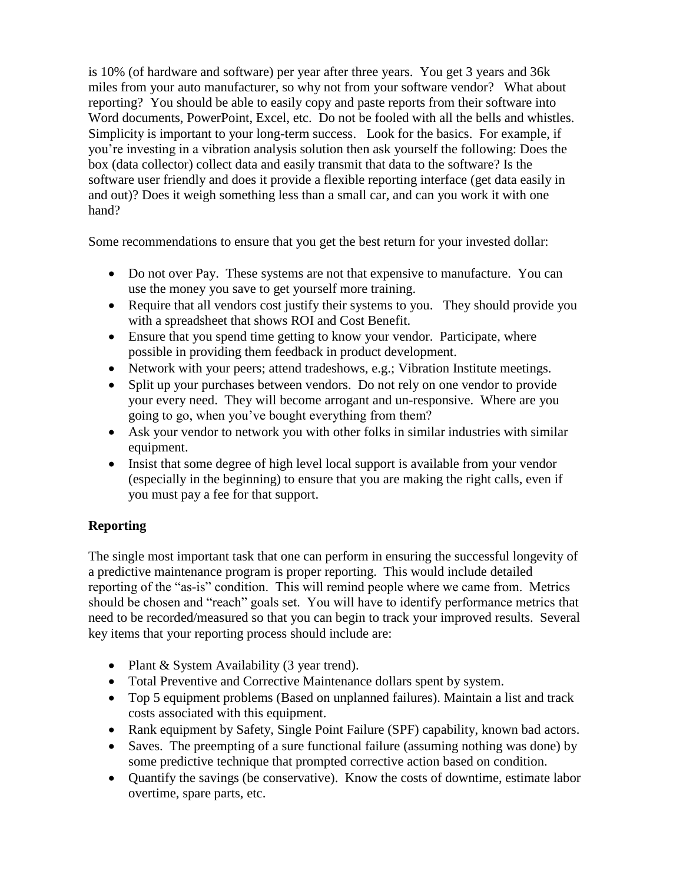is 10% (of hardware and software) per year after three years. You get 3 years and 36k miles from your auto manufacturer, so why not from your software vendor? What about reporting? You should be able to easily copy and paste reports from their software into Word documents, PowerPoint, Excel, etc. Do not be fooled with all the bells and whistles. Simplicity is important to your long-term success. Look for the basics. For example, if you're investing in a vibration analysis solution then ask yourself the following: Does the box (data collector) collect data and easily transmit that data to the software? Is the software user friendly and does it provide a flexible reporting interface (get data easily in and out)? Does it weigh something less than a small car, and can you work it with one hand?

Some recommendations to ensure that you get the best return for your invested dollar:

- Do not over Pay. These systems are not that expensive to manufacture. You can use the money you save to get yourself more training.
- Require that all vendors cost justify their systems to you. They should provide you with a spreadsheet that shows ROI and Cost Benefit.
- Ensure that you spend time getting to know your vendor. Participate, where possible in providing them feedback in product development.
- Network with your peers; attend tradeshows, e.g.; Vibration Institute meetings.
- Split up your purchases between vendors. Do not rely on one vendor to provide your every need. They will become arrogant and un-responsive. Where are you going to go, when you've bought everything from them?
- Ask your vendor to network you with other folks in similar industries with similar equipment.
- Insist that some degree of high level local support is available from your vendor (especially in the beginning) to ensure that you are making the right calls, even if you must pay a fee for that support.

**Reporting**

The single most important task that one can perform in ensuring the successful longevity of a predictive maintenance program is proper reporting. This would include detailed reporting of the "as-is" condition. This will remind people where we came from. Metrics should be chosen and "reach" goals set. You will have to identify performance metrics that need to be recorded/measured so that you can begin to track your improved results. Several key items that your reporting process should include are:

- Plant & System Availability (3 year trend).
- Total Preventive and Corrective Maintenance dollars spent by system.
- Top 5 equipment problems (Based on unplanned failures). Maintain a list and track costs associated with this equipment.
- Rank equipment by Safety, Single Point Failure (SPF) capability, known bad actors.
- Saves. The preempting of a sure functional failure (assuming nothing was done) by some predictive technique that prompted corrective action based on condition.
- Quantify the savings (be conservative). Know the costs of downtime, estimate labor overtime, spare parts, etc.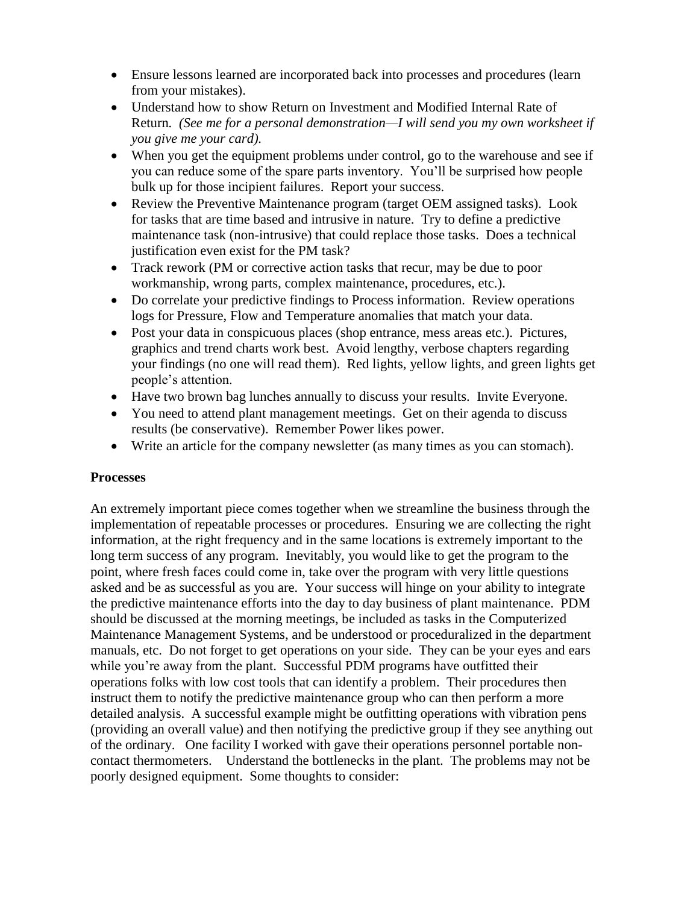- Ensure lessons learned are incorporated back into processes and procedures (learn from your mistakes).
- Understand how to show Return on Investment and Modified Internal Rate of Return. *(See me for a personal demonstration—I will send you my own worksheet if you give me your card).*
- When you get the equipment problems under control, go to the warehouse and see if you can reduce some of the spare parts inventory. You'll be surprised how people bulk up for those incipient failures. Report your success.
- Review the Preventive Maintenance program (target OEM assigned tasks). Look for tasks that are time based and intrusive in nature. Try to define a predictive maintenance task (non-intrusive) that could replace those tasks. Does a technical justification even exist for the PM task?
- Track rework (PM or corrective action tasks that recur, may be due to poor workmanship, wrong parts, complex maintenance, procedures, etc.).
- Do correlate your predictive findings to Process information. Review operations logs for Pressure, Flow and Temperature anomalies that match your data.
- Post your data in conspicuous places (shop entrance, mess areas etc.). Pictures, graphics and trend charts work best. Avoid lengthy, verbose chapters regarding your findings (no one will read them). Red lights, yellow lights, and green lights get people's attention.
- Have two brown bag lunches annually to discuss your results. Invite Everyone.
- You need to attend plant management meetings. Get on their agenda to discuss results (be conservative). Remember Power likes power.
- Write an article for the company newsletter (as many times as you can stomach).

**Processes**

An extremely important piece comes together when we streamline the business through the implementation of repeatable processes or procedures. Ensuring we are collecting the right information, at the right frequency and in the same locations is extremely important to the long term success of any program. Inevitably, you would like to get the program to the point, where fresh faces could come in, take over the program with very little questions asked and be as successful as you are. Your success will hinge on your ability to integrate the predictive maintenance efforts into the day to day business of plant maintenance. PDM should be discussed at the morning meetings, be included as tasks in the Computerized Maintenance Management Systems, and be understood or proceduralized in the department manuals, etc. Do not forget to get operations on your side. They can be your eyes and ears while you're away from the plant. Successful PDM programs have outfitted their operations folks with low cost tools that can identify a problem. Their procedures then instruct them to notify the predictive maintenance group who can then perform a more detailed analysis. A successful example might be outfitting operations with vibration pens (providing an overall value) and then notifying the predictive group if they see anything out of the ordinary. One facility I worked with gave their operations personnel portable non-contact thermometers. Understand the bottlenecks in the plant. The problems may not be poorly designed equipment. Some thoughts to consider: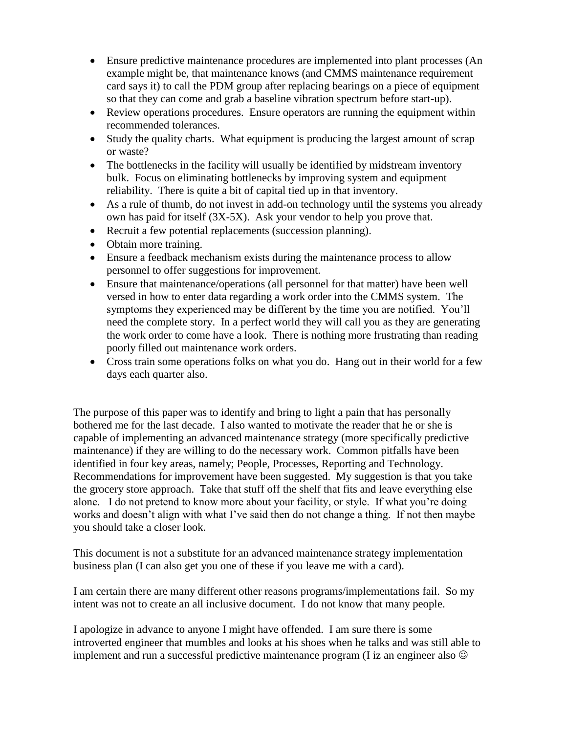- Ensure predictive maintenance procedures are implemented into plant processes (An example might be, that maintenance knows (and CMMS maintenance requirement card says it) to call the PDM group after replacing bearings on a piece of equipment so that they can come and grab a baseline vibration spectrum before start-up).
- Review operations procedures. Ensure operators are running the equipment within recommended tolerances.
- Study the quality charts. What equipment is producing the largest amount of scrap or waste?
- The bottlenecks in the facility will usually be identified by midstream inventory bulk. Focus on eliminating bottlenecks by improving system and equipment reliability. There is quite a bit of capital tied up in that inventory.
- As a rule of thumb, do not invest in add-on technology until the systems you already own has paid for itself (3X-5X). Ask your vendor to help you prove that.
- Recruit a few potential replacements (succession planning).
- Obtain more training.
- Ensure a feedback mechanism exists during the maintenance process to allow personnel to offer suggestions for improvement.
- Ensure that maintenance/operations (all personnel for that matter) have been well versed in how to enter data regarding a work order into the CMMS system. The symptoms they experienced may be different by the time you are notified. You'll need the complete story. In a perfect world they will call you as they are generating the work order to come have a look. There is nothing more frustrating than reading poorly filled out maintenance work orders.
- Cross train some operations folks on what you do. Hang out in their world for a few days each quarter also.

The purpose of this paper was to identify and bring to light a pain that has personally bothered me for the last decade. I also wanted to motivate the reader that he or she is capable of implementing an advanced maintenance strategy (more specifically predictive maintenance) if they are willing to do the necessary work. Common pitfalls have been identified in four key areas, namely; People, Processes, Reporting and Technology. Recommendations for improvement have been suggested. My suggestion is that you take the grocery store approach. Take that stuff off the shelf that fits and leave everything else alone. I do not pretend to know more about your facility, or style. If what you're doing works and doesn't align with what I've said then do not change a thing. If not then maybe you should take a closer look.

This document is not a substitute for an advanced maintenance strategy implementation business plan (I can also get you one of these if you leave me with a card).

I am certain there are many different other reasons programs/implementations fail. So my intent was not to create an all inclusive document. I do not know that many people.

I apologize in advance to anyone I might have offended. I am sure there is some introverted engineer that mumbles and looks at his shoes when he talks and was still able to implement and run a successful predictive maintenance program (I iz an engineer also ☺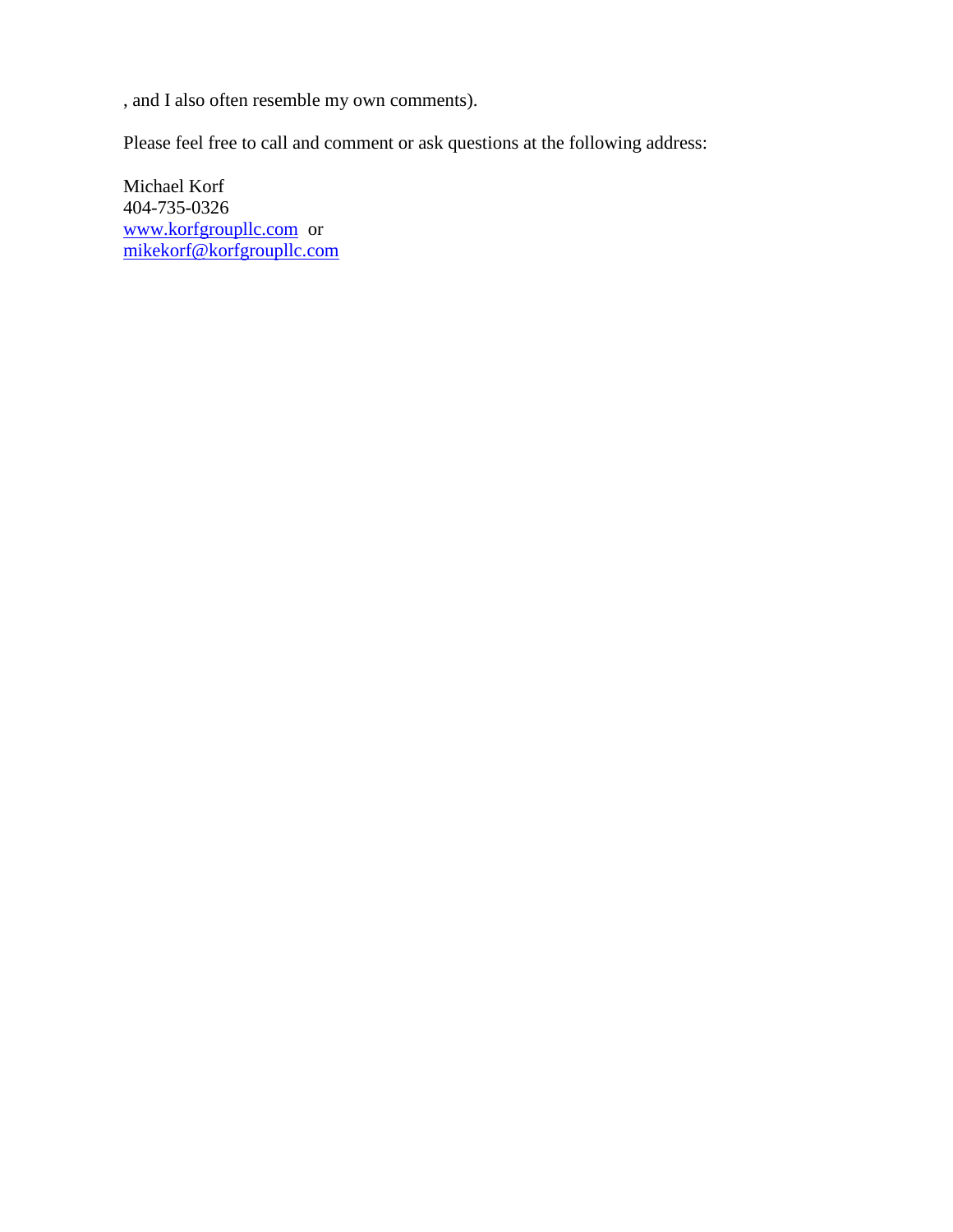, and I also often resemble my own comments).

Please feel free to call and comment or ask questions at the following address:

Michael Korf
404-735-0326
www.korfgroupllc.com or
mikekorf@korfgroupllc.com